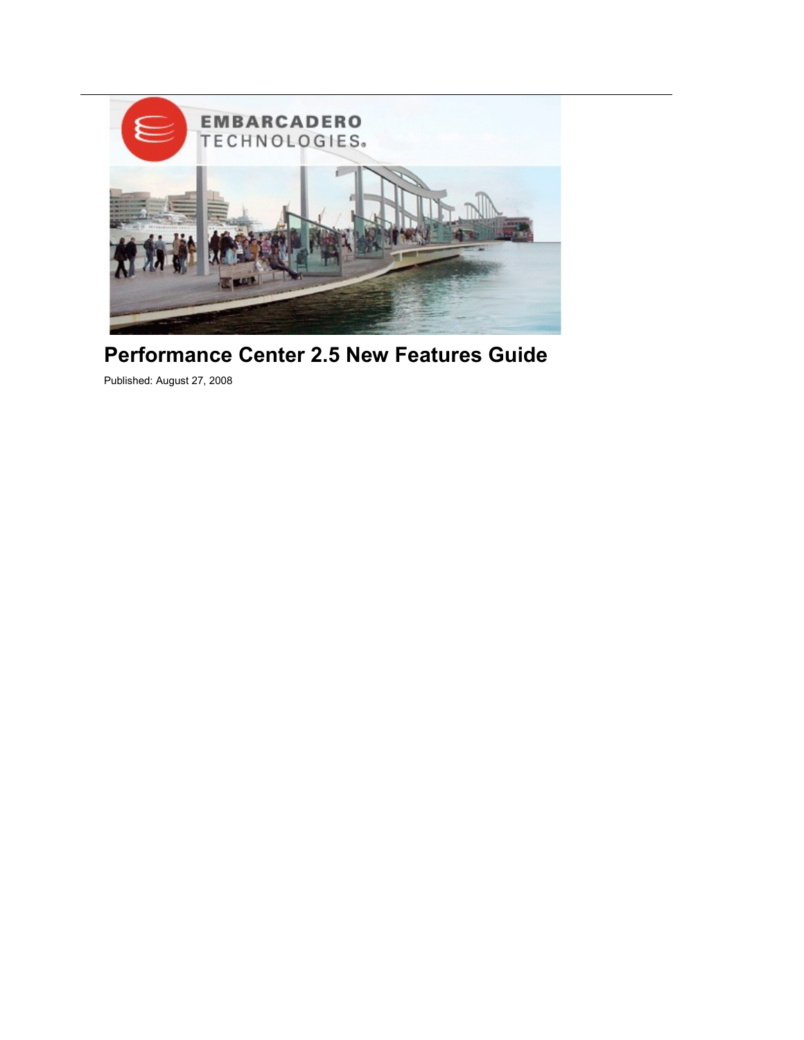# Performance Center 2.5 New Features Guide

Published: August 27, 2008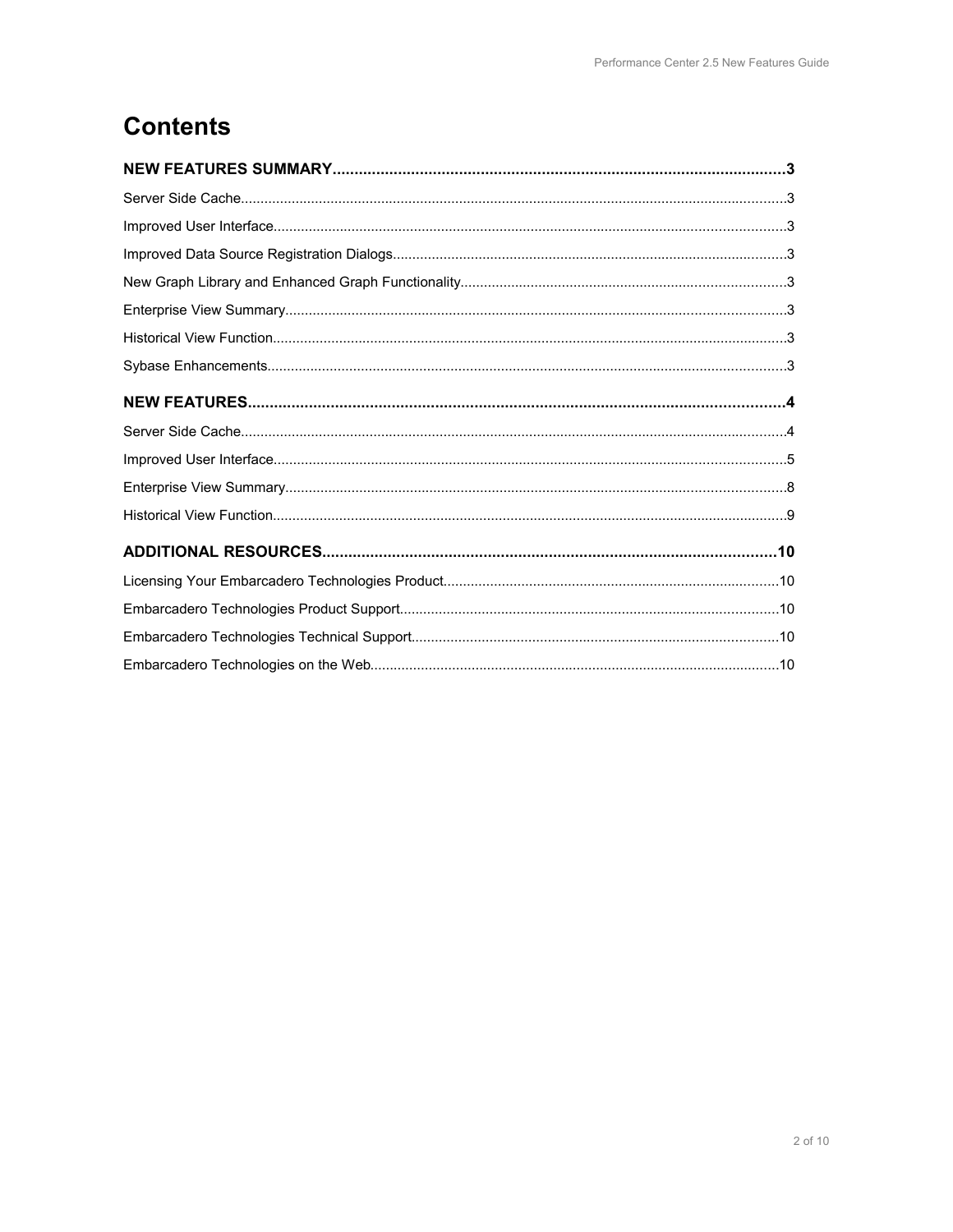# Contents

**NEW FEATURES SUMMARY......................................................................................................3**

Server Side Cache.........................................................................................................................3

Improved User Interface................................................................................................................3

Improved Data Source Registration Dialogs..................................................................................3

New Graph Library and Enhanced Graph Functionality.................................................................3

Enterprise View Summary.............................................................................................................3

Historical View Function................................................................................................................3

Sybase Enhancements..................................................................................................................3

**NEW FEATURES.........................................................................................................................4**

Server Side Cache.........................................................................................................................4

Improved User Interface................................................................................................................5

Enterprise View Summary.............................................................................................................8

Historical View Function................................................................................................................9

**ADDITIONAL RESOURCES......................................................................................................10**

Licensing Your Embarcadero Technologies Product....................................................................10

Embarcadero Technologies Product Support...............................................................................10

Embarcadero Technologies Technical Support............................................................................10

Embarcadero Technologies on the Web......................................................................................10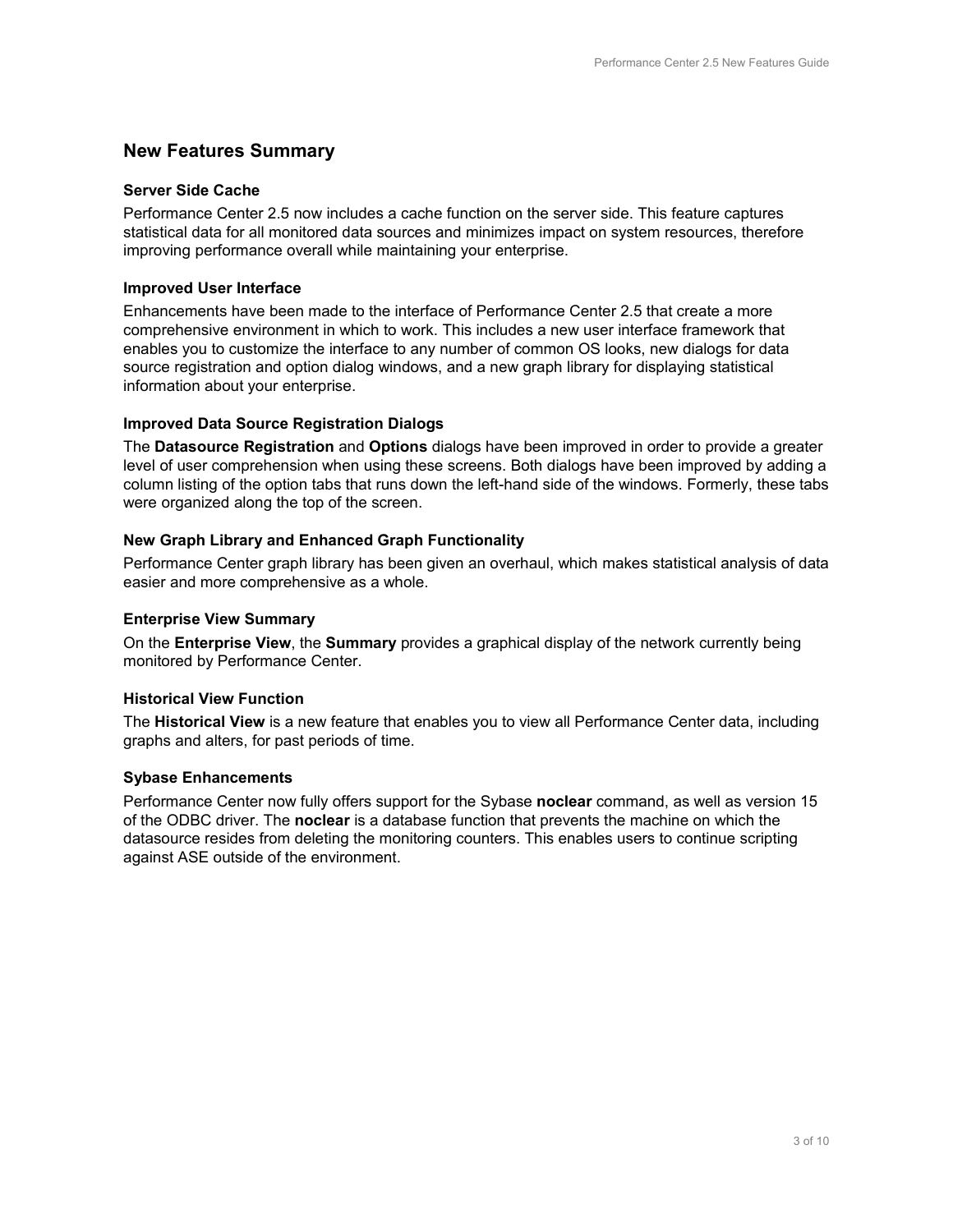## New Features Summary

### Server Side Cache

Performance Center 2.5 now includes a cache function on the server side. This feature captures statistical data for all monitored data sources and minimizes impact on system resources, therefore improving performance overall while maintaining your enterprise.

### Improved User Interface

Enhancements have been made to the interface of Performance Center 2.5 that create a more comprehensive environment in which to work. This includes a new user interface framework that enables you to customize the interface to any number of common OS looks, new dialogs for data source registration and option dialog windows, and a new graph library for displaying statistical information about your enterprise.

### Improved Data Source Registration Dialogs

The **Datasource Registration** and **Options** dialogs have been improved in order to provide a greater level of user comprehension when using these screens. Both dialogs have been improved by adding a column listing of the option tabs that runs down the left-hand side of the windows. Formerly, these tabs were organized along the top of the screen.

### New Graph Library and Enhanced Graph Functionality

Performance Center graph library has been given an overhaul, which makes statistical analysis of data easier and more comprehensive as a whole.

### Enterprise View Summary

On the **Enterprise View**, the **Summary** provides a graphical display of the network currently being monitored by Performance Center.

### Historical View Function

The **Historical View** is a new feature that enables you to view all Performance Center data, including graphs and alters, for past periods of time.

### Sybase Enhancements

Performance Center now fully offers support for the Sybase **noclear** command, as well as version 15 of the ODBC driver. The **noclear** is a database function that prevents the machine on which the datasource resides from deleting the monitoring counters. This enables users to continue scripting against ASE outside of the environment.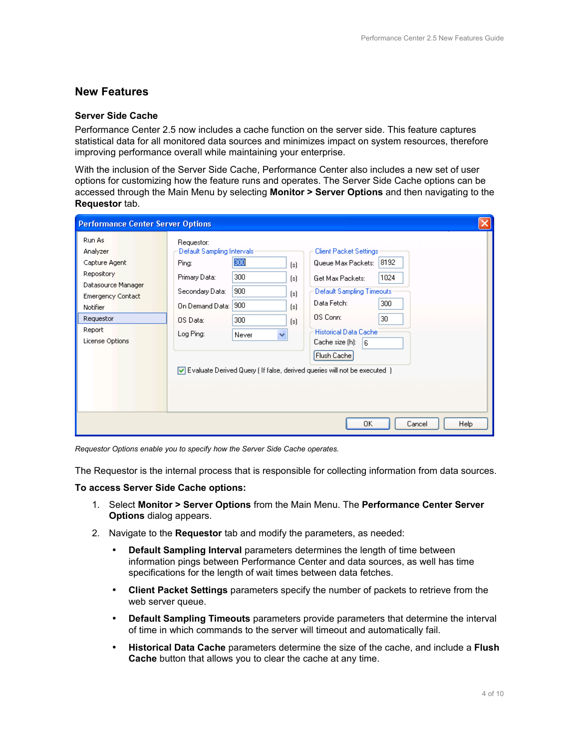# New Features

## Server Side Cache

Performance Center 2.5 now includes a cache function on the server side. This feature captures statistical data for all monitored data sources and minimizes impact on system resources, therefore improving performance overall while maintaining your enterprise.

With the inclusion of the Server Side Cache, Performance Center also includes a new set of user options for customizing how the feature runs and operates. The Server Side Cache options can be accessed through the Main Menu by selecting **Monitor > Server Options** and then navigating to the **Requestor** tab.

*Requestor Options enable you to specify how the Server Side Cache operates.*

The Requestor is the internal process that is responsible for collecting information from data sources.

**To access Server Side Cache options:**

1. Select **Monitor > Server Options** from the Main Menu. The **Performance Center Server Options** dialog appears.
2. Navigate to the **Requestor** tab and modify the parameters, as needed:
   - **Default Sampling Interval** parameters determines the length of time between information pings between Performance Center and data sources, as well has time specifications for the length of wait times between data fetches.
   - **Client Packet Settings** parameters specify the number of packets to retrieve from the web server queue.
   - **Default Sampling Timeouts** parameters provide parameters that determine the interval of time in which commands to the server will timeout and automatically fail.
   - **Historical Data Cache** parameters determine the size of the cache, and include a **Flush Cache** button that allows you to clear the cache at any time.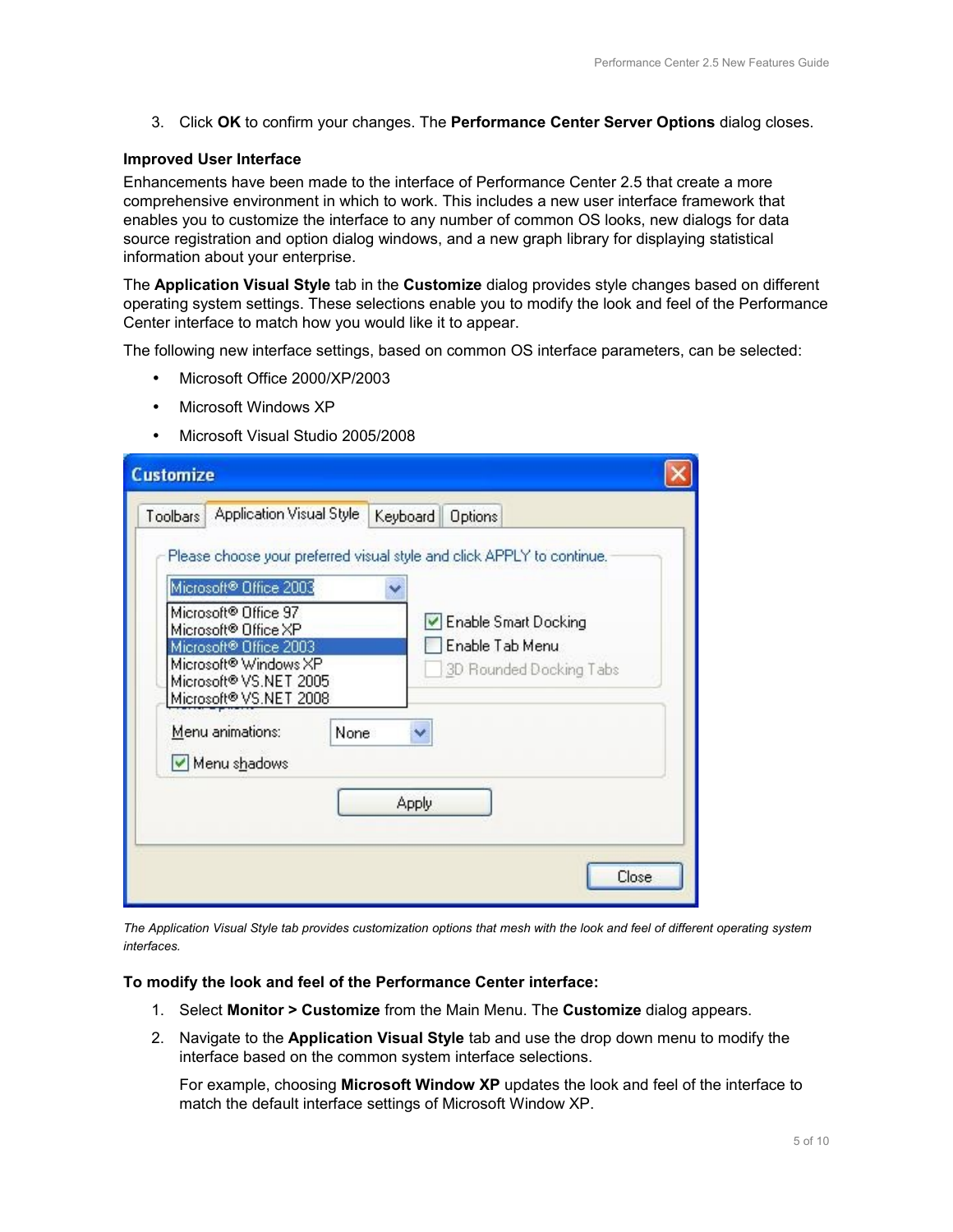3. Click **OK** to confirm your changes. The **Performance Center Server Options** dialog closes.

### Improved User Interface

Enhancements have been made to the interface of Performance Center 2.5 that create a more comprehensive environment in which to work. This includes a new user interface framework that enables you to customize the interface to any number of common OS looks, new dialogs for data source registration and option dialog windows, and a new graph library for displaying statistical information about your enterprise.

The **Application Visual Style** tab in the **Customize** dialog provides style changes based on different operating system settings. These selections enable you to modify the look and feel of the Performance Center interface to match how you would like it to appear.

The following new interface settings, based on common OS interface parameters, can be selected:

- Microsoft Office 2000/XP/2003
- Microsoft Windows XP
- Microsoft Visual Studio 2005/2008

*The Application Visual Style tab provides customization options that mesh with the look and feel of different operating system interfaces.*

**To modify the look and feel of the Performance Center interface:**

1. Select **Monitor > Customize** from the Main Menu. The **Customize** dialog appears.
2. Navigate to the **Application Visual Style** tab and use the drop down menu to modify the interface based on the common system interface selections.

   For example, choosing **Microsoft Window XP** updates the look and feel of the interface to match the default interface settings of Microsoft Window XP.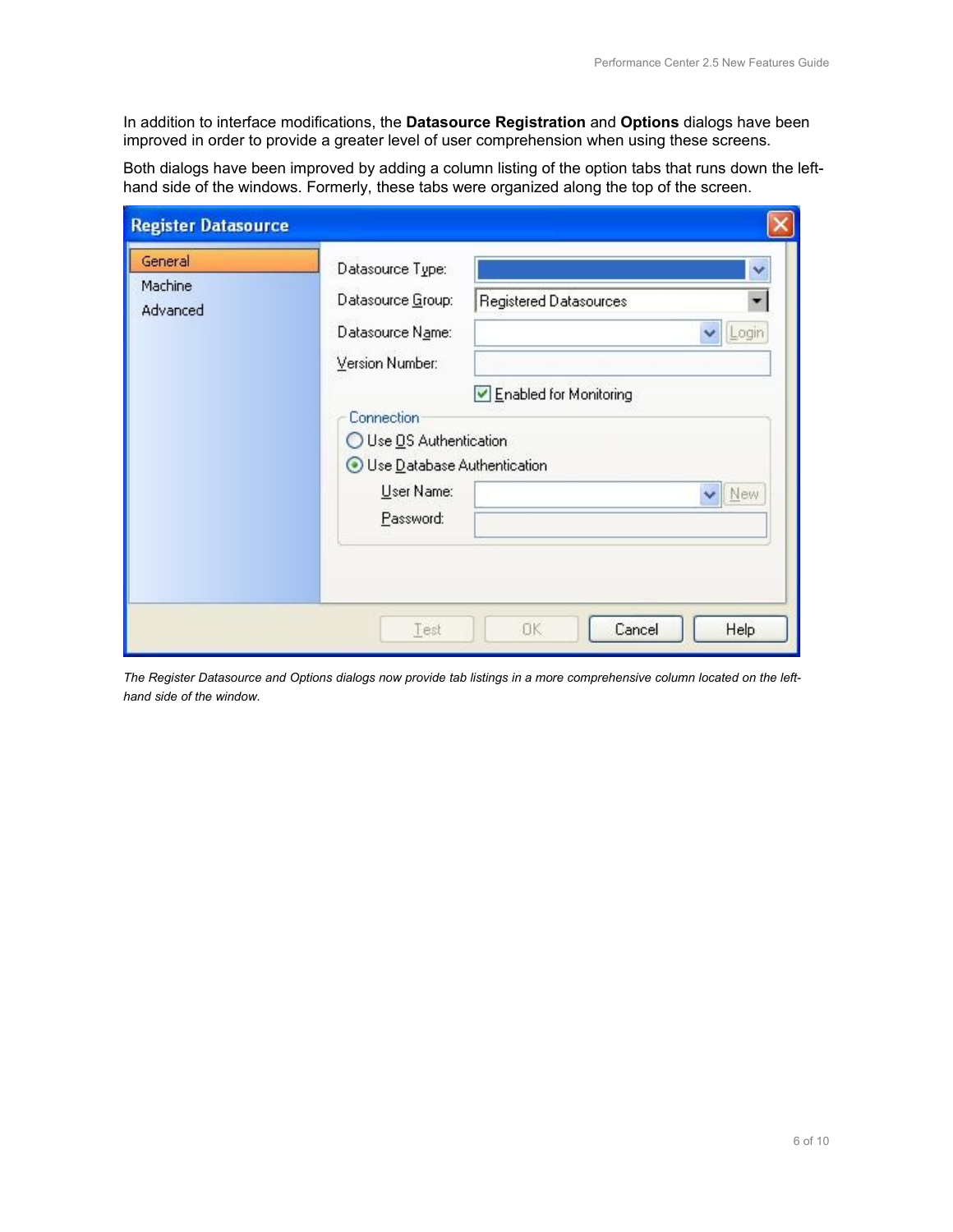In addition to interface modifications, the **Datasource Registration** and **Options** dialogs have been improved in order to provide a greater level of user comprehension when using these screens.

Both dialogs have been improved by adding a column listing of the option tabs that runs down the left-hand side of the windows. Formerly, these tabs were organized along the top of the screen.

*The Register Datasource and Options dialogs now provide tab listings in a more comprehensive column located on the left-hand side of the window.*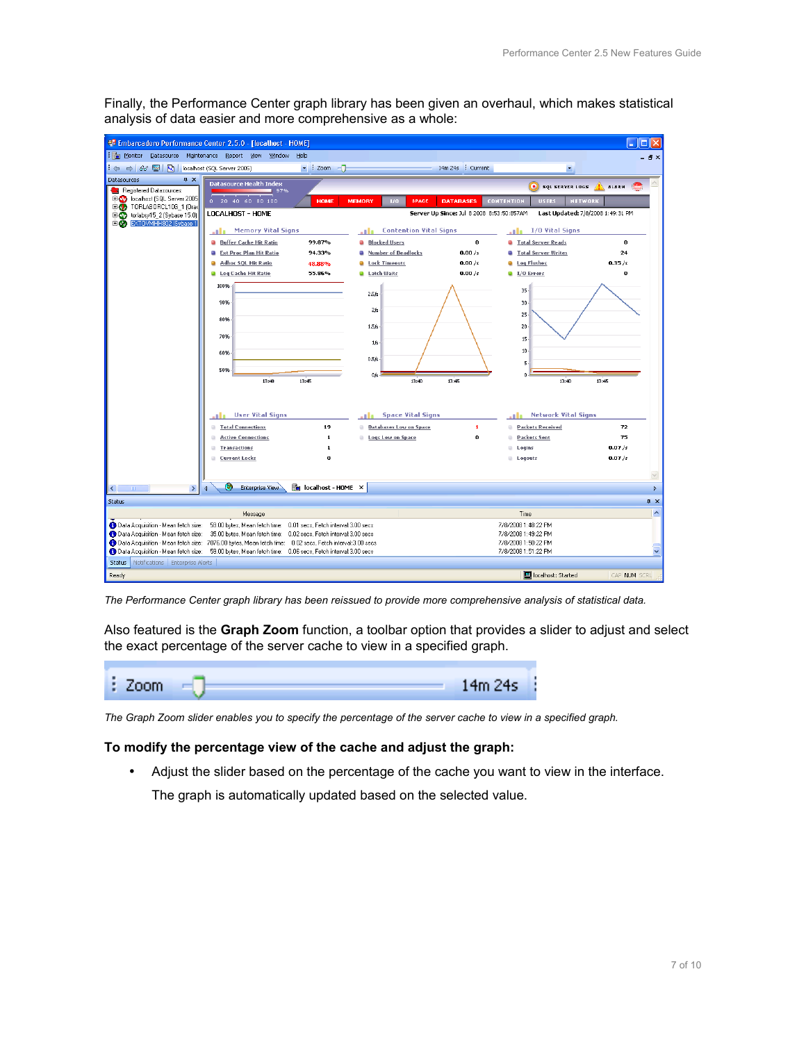Finally, the Performance Center graph library has been given an overhaul, which makes statistical analysis of data easier and more comprehensive as a whole:

*The Performance Center graph library has been reissued to provide more comprehensive analysis of statistical data.*

Also featured is the **Graph Zoom** function, a toolbar option that provides a slider to adjust and select the exact percentage of the server cache to view in a specified graph.

*The Graph Zoom slider enables you to specify the percentage of the server cache to view in a specified graph.*

**To modify the percentage view of the cache and adjust the graph:**

- Adjust the slider based on the percentage of the cache you want to view in the interface.

  The graph is automatically updated based on the selected value.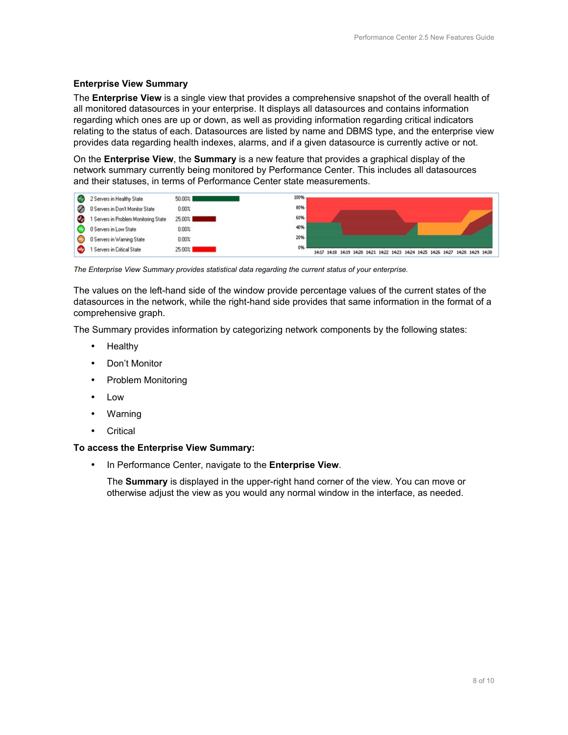### Enterprise View Summary

The **Enterprise View** is a single view that provides a comprehensive snapshot of the overall health of all monitored datasources in your enterprise. It displays all datasources and contains information regarding which ones are up or down, as well as providing information regarding critical indicators relating to the status of each. Datasources are listed by name and DBMS type, and the enterprise view provides data regarding health indexes, alarms, and if a given datasource is currently active or not.

On the **Enterprise View**, the **Summary** is a new feature that provides a graphical display of the network summary currently being monitored by Performance Center. This includes all datasources and their statuses, in terms of Performance Center state measurements.

*The Enterprise View Summary provides statistical data regarding the current status of your enterprise.*

The values on the left-hand side of the window provide percentage values of the current states of the datasources in the network, while the right-hand side provides that same information in the format of a comprehensive graph.

The Summary provides information by categorizing network components by the following states:

- Healthy
- Don't Monitor
- Problem Monitoring
- Low
- Warning
- Critical

**To access the Enterprise View Summary:**

- In Performance Center, navigate to the **Enterprise View**.

  The **Summary** is displayed in the upper-right hand corner of the view. You can move or otherwise adjust the view as you would any normal window in the interface, as needed.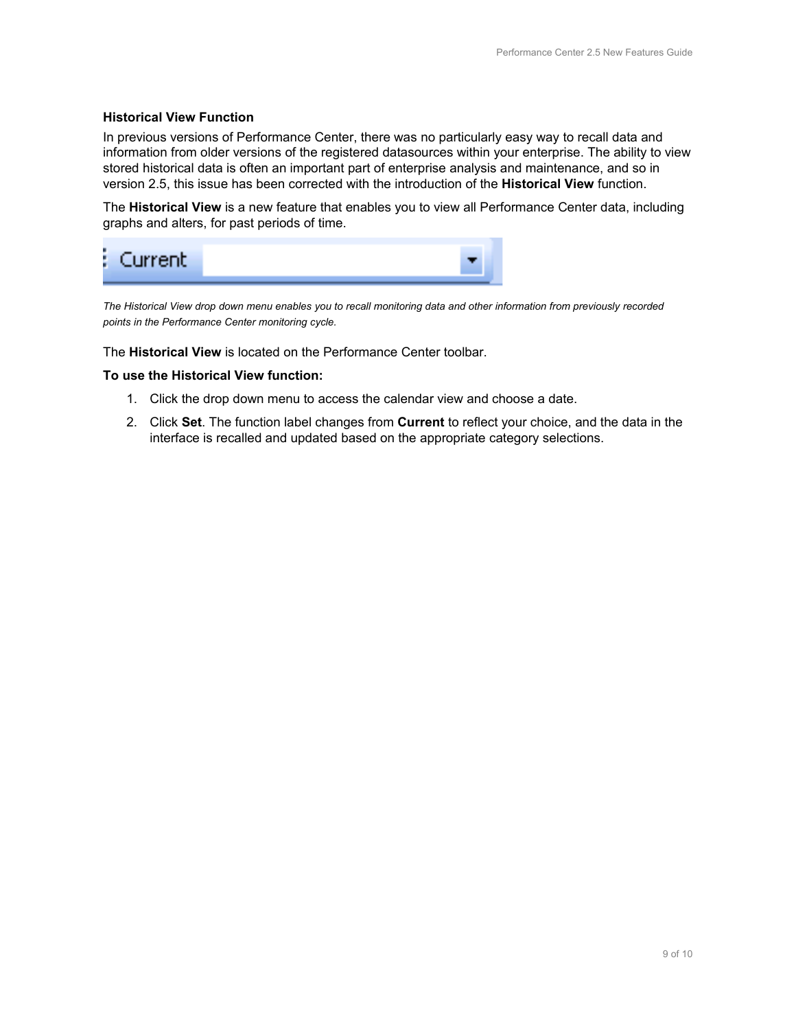### Historical View Function

In previous versions of Performance Center, there was no particularly easy way to recall data and information from older versions of the registered datasources within your enterprise. The ability to view stored historical data is often an important part of enterprise analysis and maintenance, and so in version 2.5, this issue has been corrected with the introduction of the **Historical View** function.

The **Historical View** is a new feature that enables you to view all Performance Center data, including graphs and alters, for past periods of time.

*The Historical View drop down menu enables you to recall monitoring data and other information from previously recorded points in the Performance Center monitoring cycle.*

The **Historical View** is located on the Performance Center toolbar.

**To use the Historical View function:**

1. Click the drop down menu to access the calendar view and choose a date.
2. Click **Set**. The function label changes from **Current** to reflect your choice, and the data in the interface is recalled and updated based on the appropriate category selections.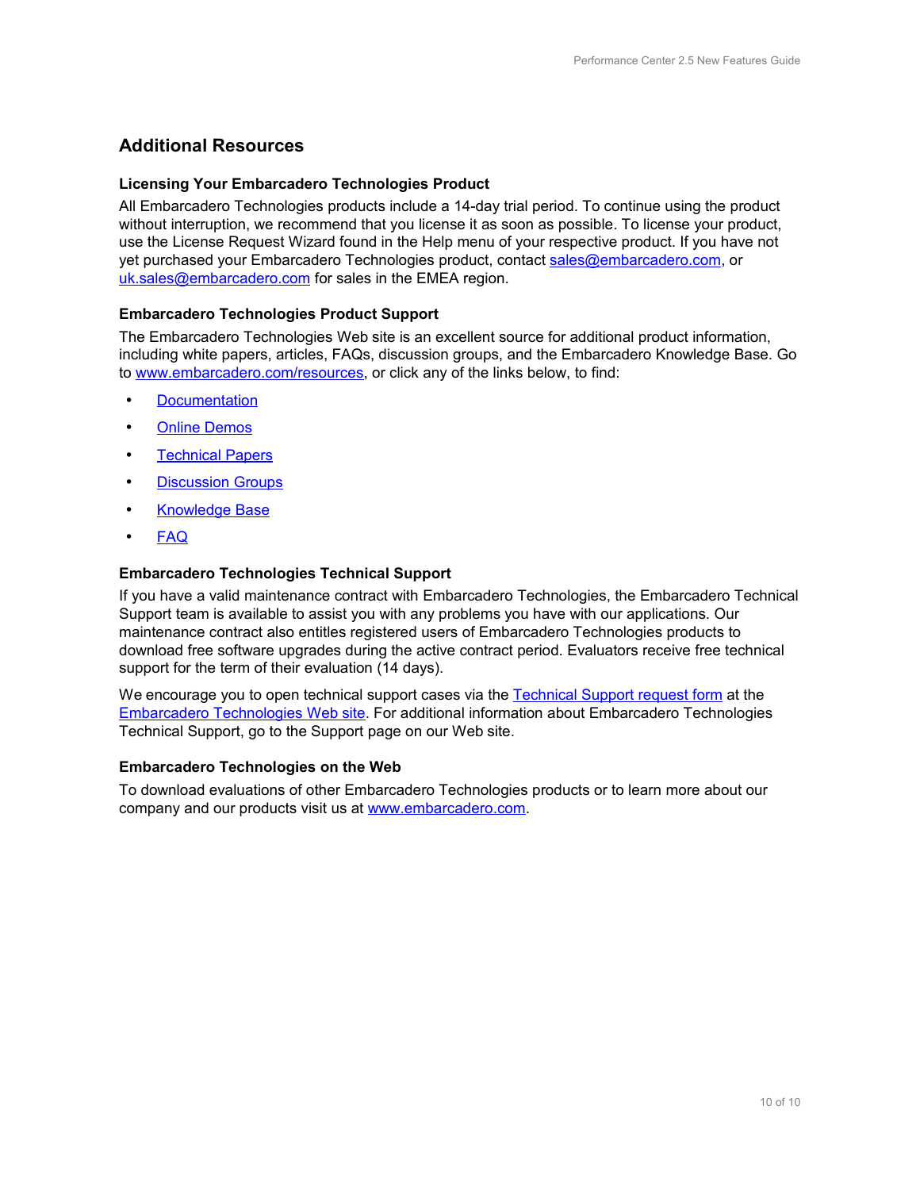## Additional Resources

### Licensing Your Embarcadero Technologies Product

All Embarcadero Technologies products include a 14-day trial period. To continue using the product without interruption, we recommend that you license it as soon as possible. To license your product, use the License Request Wizard found in the Help menu of your respective product. If you have not yet purchased your Embarcadero Technologies product, contact sales@embarcadero.com, or uk.sales@embarcadero.com for sales in the EMEA region.

### Embarcadero Technologies Product Support

The Embarcadero Technologies Web site is an excellent source for additional product information, including white papers, articles, FAQs, discussion groups, and the Embarcadero Knowledge Base. Go to www.embarcadero.com/resources, or click any of the links below, to find:

- Documentation
- Online Demos
- Technical Papers
- Discussion Groups
- Knowledge Base
- FAQ

### Embarcadero Technologies Technical Support

If you have a valid maintenance contract with Embarcadero Technologies, the Embarcadero Technical Support team is available to assist you with any problems you have with our applications. Our maintenance contract also entitles registered users of Embarcadero Technologies products to download free software upgrades during the active contract period. Evaluators receive free technical support for the term of their evaluation (14 days).

We encourage you to open technical support cases via the Technical Support request form at the Embarcadero Technologies Web site. For additional information about Embarcadero Technologies Technical Support, go to the Support page on our Web site.

### Embarcadero Technologies on the Web

To download evaluations of other Embarcadero Technologies products or to learn more about our company and our products visit us at www.embarcadero.com.